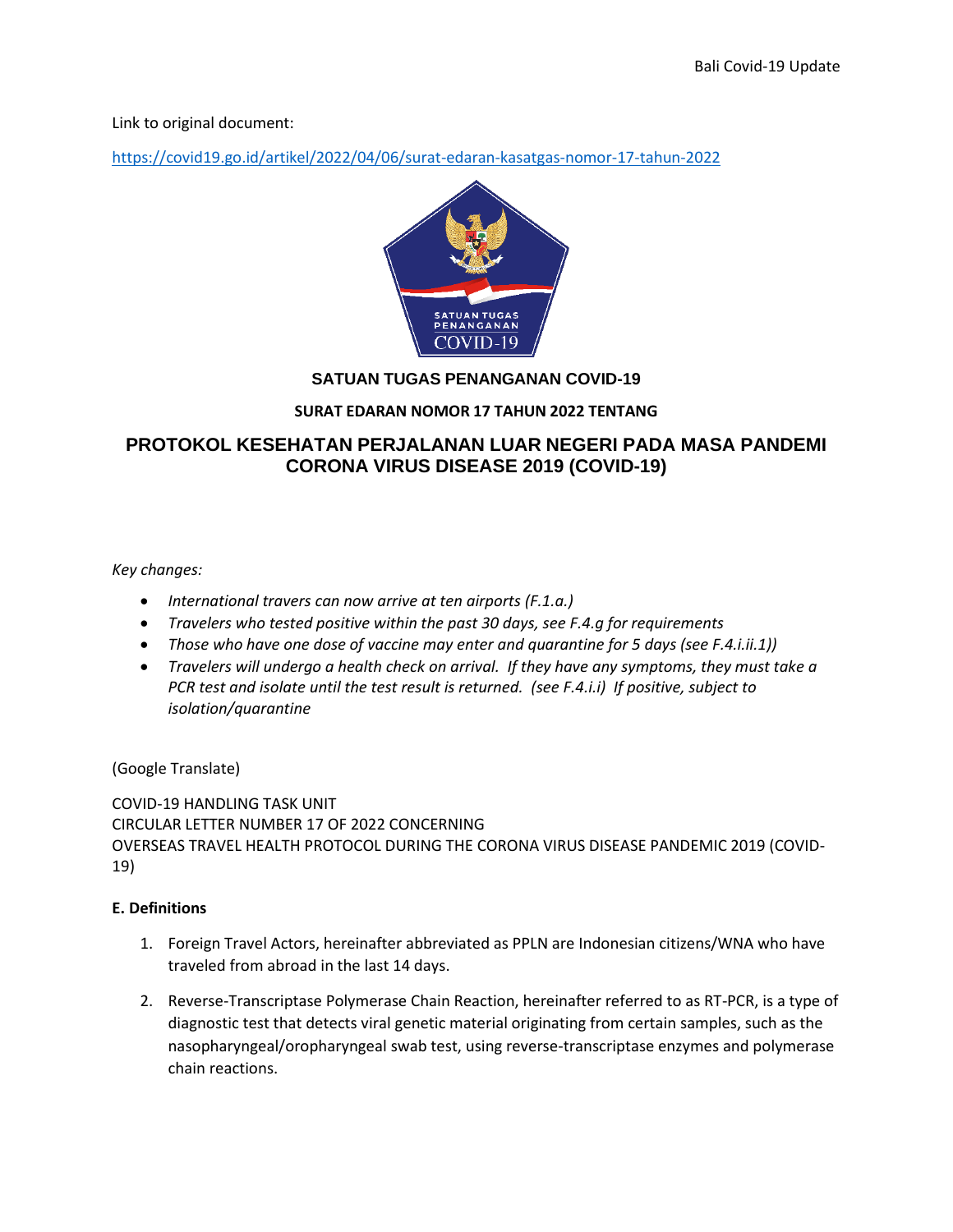Link to original document:

https://covid19.go.id/artikel/2022/04/06/surat-edaran-kasatgas-nomor-17-tahun-2022

**SATUAN TUGAS PENANGANAN COVID-19**

**SURAT EDARAN NOMOR 17 TAHUN 2022 TENTANG**

# PROTOKOL KESEHATAN PERJALANAN LUAR NEGERI PADA MASA PANDEMI CORONA VIRUS DISEASE 2019 (COVID-19)

*Key changes:*

- *International travers can now arrive at ten airports (F.1.a.)*
- *Travelers who tested positive within the past 30 days, see F.4.g for requirements*
- *Those who have one dose of vaccine may enter and quarantine for 5 days (see F.4.i.ii.1))*
- *Travelers will undergo a health check on arrival. If they have any symptoms, they must take a PCR test and isolate until the test result is returned. (see F.4.i.i) If positive, subject to isolation/quarantine*

(Google Translate)

COVID-19 HANDLING TASK UNIT
CIRCULAR LETTER NUMBER 17 OF 2022 CONCERNING
OVERSEAS TRAVEL HEALTH PROTOCOL DURING THE CORONA VIRUS DISEASE PANDEMIC 2019 (COVID-19)

**E. Definitions**

1. Foreign Travel Actors, hereinafter abbreviated as PPLN are Indonesian citizens/WNA who have traveled from abroad in the last 14 days.

2. Reverse-Transcriptase Polymerase Chain Reaction, hereinafter referred to as RT-PCR, is a type of diagnostic test that detects viral genetic material originating from certain samples, such as the nasopharyngeal/oropharyngeal swab test, using reverse-transcriptase enzymes and polymerase chain reactions.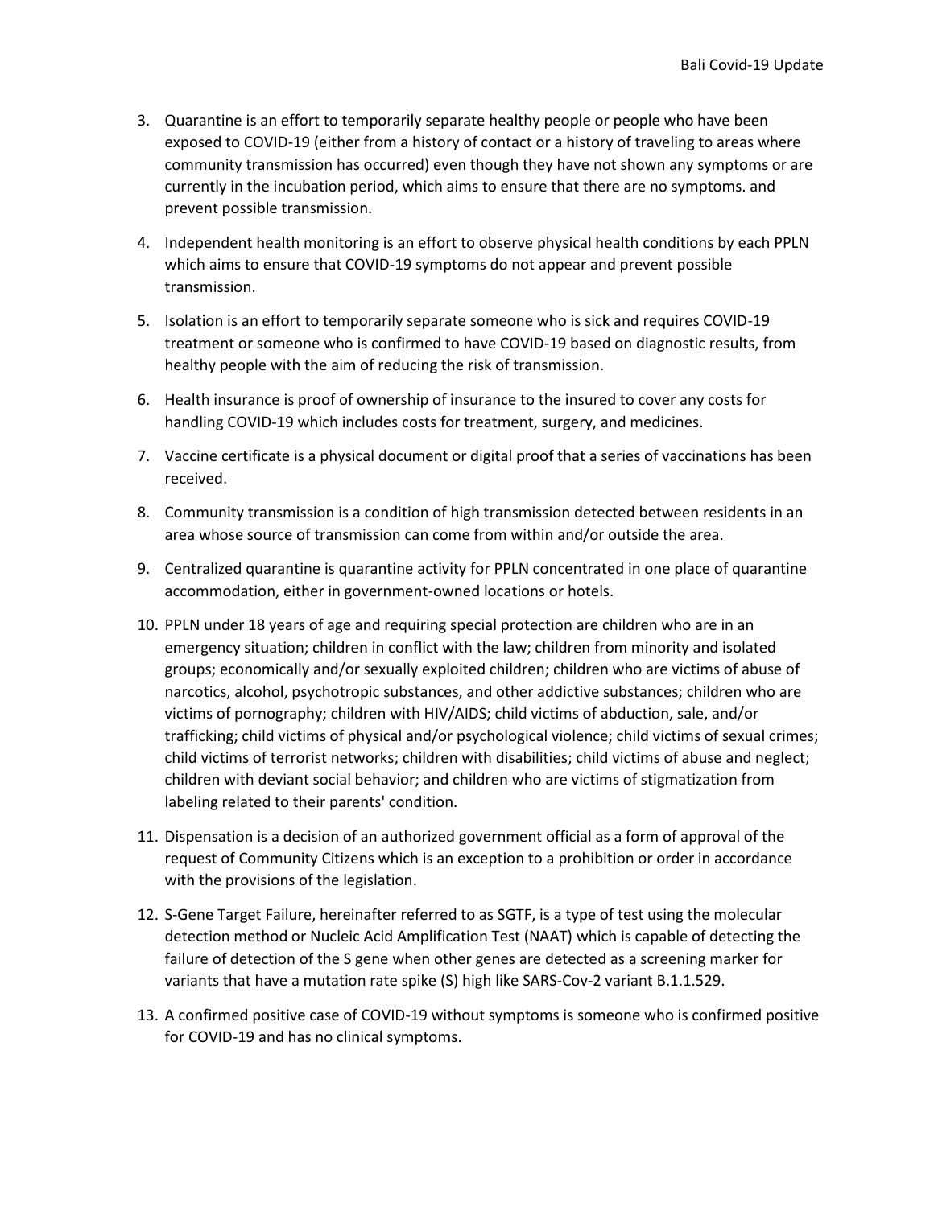3. Quarantine is an effort to temporarily separate healthy people or people who have been exposed to COVID-19 (either from a history of contact or a history of traveling to areas where community transmission has occurred) even though they have not shown any symptoms or are currently in the incubation period, which aims to ensure that there are no symptoms. and prevent possible transmission.

4. Independent health monitoring is an effort to observe physical health conditions by each PPLN which aims to ensure that COVID-19 symptoms do not appear and prevent possible transmission.

5. Isolation is an effort to temporarily separate someone who is sick and requires COVID-19 treatment or someone who is confirmed to have COVID-19 based on diagnostic results, from healthy people with the aim of reducing the risk of transmission.

6. Health insurance is proof of ownership of insurance to the insured to cover any costs for handling COVID-19 which includes costs for treatment, surgery, and medicines.

7. Vaccine certificate is a physical document or digital proof that a series of vaccinations has been received.

8. Community transmission is a condition of high transmission detected between residents in an area whose source of transmission can come from within and/or outside the area.

9. Centralized quarantine is quarantine activity for PPLN concentrated in one place of quarantine accommodation, either in government-owned locations or hotels.

10. PPLN under 18 years of age and requiring special protection are children who are in an emergency situation; children in conflict with the law; children from minority and isolated groups; economically and/or sexually exploited children; children who are victims of abuse of narcotics, alcohol, psychotropic substances, and other addictive substances; children who are victims of pornography; children with HIV/AIDS; child victims of abduction, sale, and/or trafficking; child victims of physical and/or psychological violence; child victims of sexual crimes; child victims of terrorist networks; children with disabilities; child victims of abuse and neglect; children with deviant social behavior; and children who are victims of stigmatization from labeling related to their parents' condition.

11. Dispensation is a decision of an authorized government official as a form of approval of the request of Community Citizens which is an exception to a prohibition or order in accordance with the provisions of the legislation.

12. S-Gene Target Failure, hereinafter referred to as SGTF, is a type of test using the molecular detection method or Nucleic Acid Amplification Test (NAAT) which is capable of detecting the failure of detection of the S gene when other genes are detected as a screening marker for variants that have a mutation rate spike (S) high like SARS-Cov-2 variant B.1.1.529.

13. A confirmed positive case of COVID-19 without symptoms is someone who is confirmed positive for COVID-19 and has no clinical symptoms.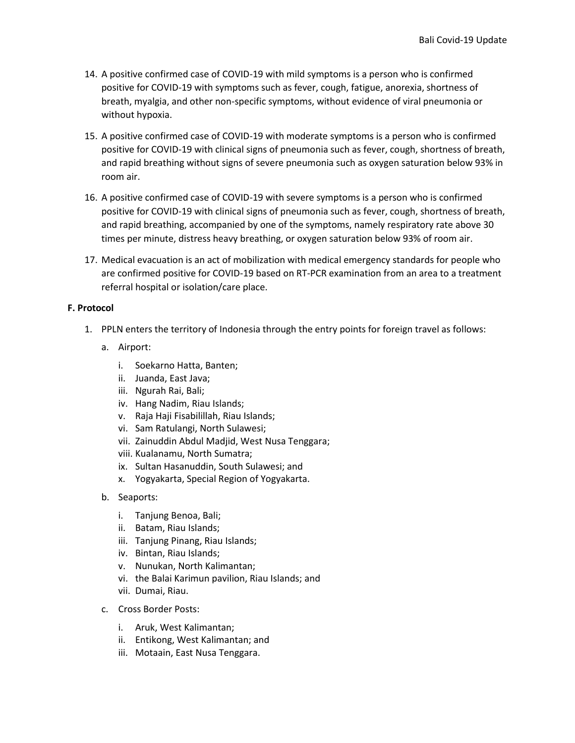14. A positive confirmed case of COVID-19 with mild symptoms is a person who is confirmed positive for COVID-19 with symptoms such as fever, cough, fatigue, anorexia, shortness of breath, myalgia, and other non-specific symptoms, without evidence of viral pneumonia or without hypoxia.

15. A positive confirmed case of COVID-19 with moderate symptoms is a person who is confirmed positive for COVID-19 with clinical signs of pneumonia such as fever, cough, shortness of breath, and rapid breathing without signs of severe pneumonia such as oxygen saturation below 93% in room air.

16. A positive confirmed case of COVID-19 with severe symptoms is a person who is confirmed positive for COVID-19 with clinical signs of pneumonia such as fever, cough, shortness of breath, and rapid breathing, accompanied by one of the symptoms, namely respiratory rate above 30 times per minute, distress heavy breathing, or oxygen saturation below 93% of room air.

17. Medical evacuation is an act of mobilization with medical emergency standards for people who are confirmed positive for COVID-19 based on RT-PCR examination from an area to a treatment referral hospital or isolation/care place.

**F. Protocol**

1. PPLN enters the territory of Indonesia through the entry points for foreign travel as follows:

   a. Airport:

      i. Soekarno Hatta, Banten;
      ii. Juanda, East Java;
      iii. Ngurah Rai, Bali;
      iv. Hang Nadim, Riau Islands;
      v. Raja Haji Fisabilillah, Riau Islands;
      vi. Sam Ratulangi, North Sulawesi;
      vii. Zainuddin Abdul Madjid, West Nusa Tenggara;
      viii. Kualanamu, North Sumatra;
      ix. Sultan Hasanuddin, South Sulawesi; and
      x. Yogyakarta, Special Region of Yogyakarta.

   b. Seaports:

      i. Tanjung Benoa, Bali;
      ii. Batam, Riau Islands;
      iii. Tanjung Pinang, Riau Islands;
      iv. Bintan, Riau Islands;
      v. Nunukan, North Kalimantan;
      vi. the Balai Karimun pavilion, Riau Islands; and
      vii. Dumai, Riau.

   c. Cross Border Posts:

      i. Aruk, West Kalimantan;
      ii. Entikong, West Kalimantan; and
      iii. Motaain, East Nusa Tenggara.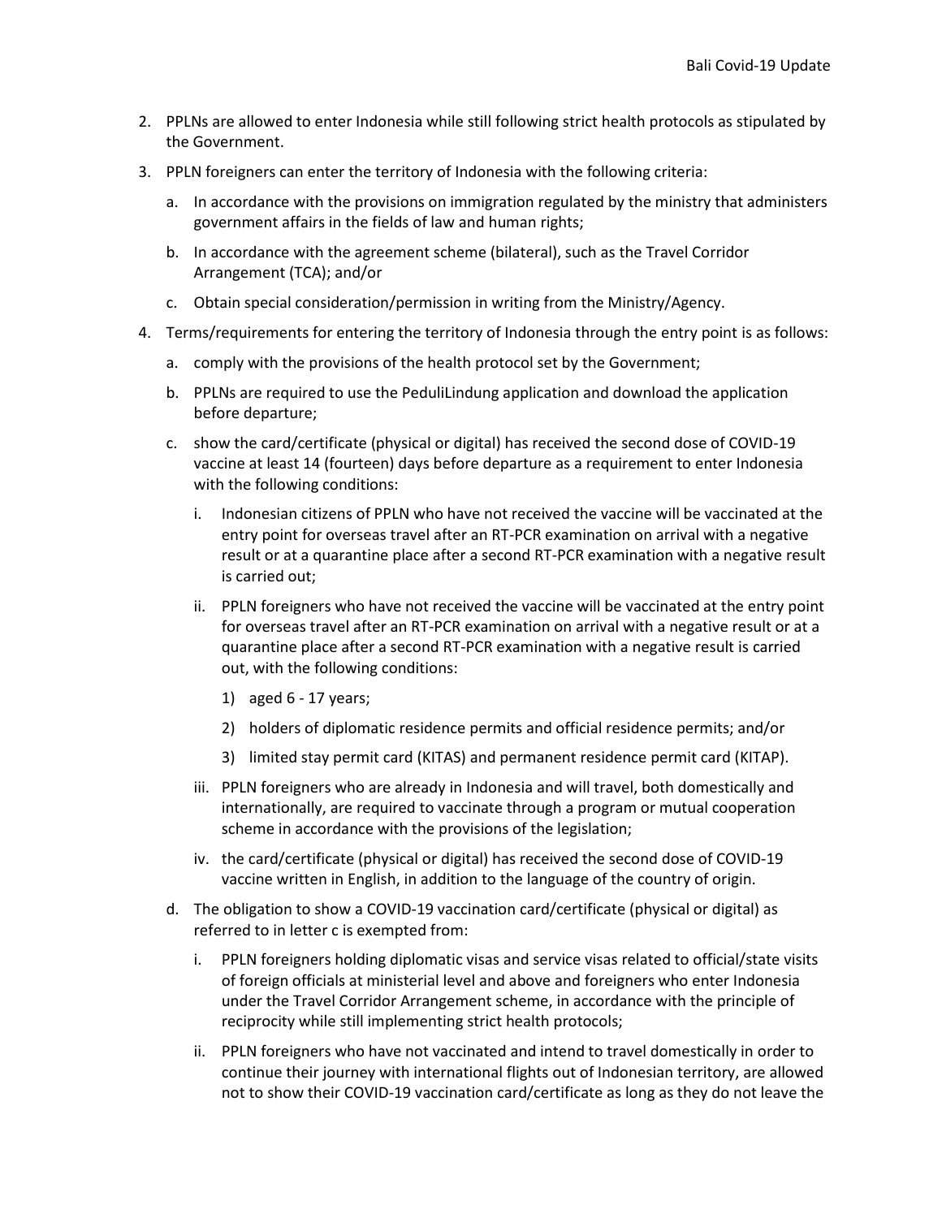2. PPLNs are allowed to enter Indonesia while still following strict health protocols as stipulated by the Government.
3. PPLN foreigners can enter the territory of Indonesia with the following criteria:
   a. In accordance with the provisions on immigration regulated by the ministry that administers government affairs in the fields of law and human rights;
   b. In accordance with the agreement scheme (bilateral), such as the Travel Corridor Arrangement (TCA); and/or
   c. Obtain special consideration/permission in writing from the Ministry/Agency.
4. Terms/requirements for entering the territory of Indonesia through the entry point is as follows:
   a. comply with the provisions of the health protocol set by the Government;
   b. PPLNs are required to use the PeduliLindung application and download the application before departure;
   c. show the card/certificate (physical or digital) has received the second dose of COVID-19 vaccine at least 14 (fourteen) days before departure as a requirement to enter Indonesia with the following conditions:
      i. Indonesian citizens of PPLN who have not received the vaccine will be vaccinated at the entry point for overseas travel after an RT-PCR examination on arrival with a negative result or at a quarantine place after a second RT-PCR examination with a negative result is carried out;
      ii. PPLN foreigners who have not received the vaccine will be vaccinated at the entry point for overseas travel after an RT-PCR examination on arrival with a negative result or at a quarantine place after a second RT-PCR examination with a negative result is carried out, with the following conditions:
         1) aged 6 - 17 years;
         2) holders of diplomatic residence permits and official residence permits; and/or
         3) limited stay permit card (KITAS) and permanent residence permit card (KITAP).
      iii. PPLN foreigners who are already in Indonesia and will travel, both domestically and internationally, are required to vaccinate through a program or mutual cooperation scheme in accordance with the provisions of the legislation;
      iv. the card/certificate (physical or digital) has received the second dose of COVID-19 vaccine written in English, in addition to the language of the country of origin.
   d. The obligation to show a COVID-19 vaccination card/certificate (physical or digital) as referred to in letter c is exempted from:
      i. PPLN foreigners holding diplomatic visas and service visas related to official/state visits of foreign officials at ministerial level and above and foreigners who enter Indonesia under the Travel Corridor Arrangement scheme, in accordance with the principle of reciprocity while still implementing strict health protocols;
      ii. PPLN foreigners who have not vaccinated and intend to travel domestically in order to continue their journey with international flights out of Indonesian territory, are allowed not to show their COVID-19 vaccination card/certificate as long as they do not leave the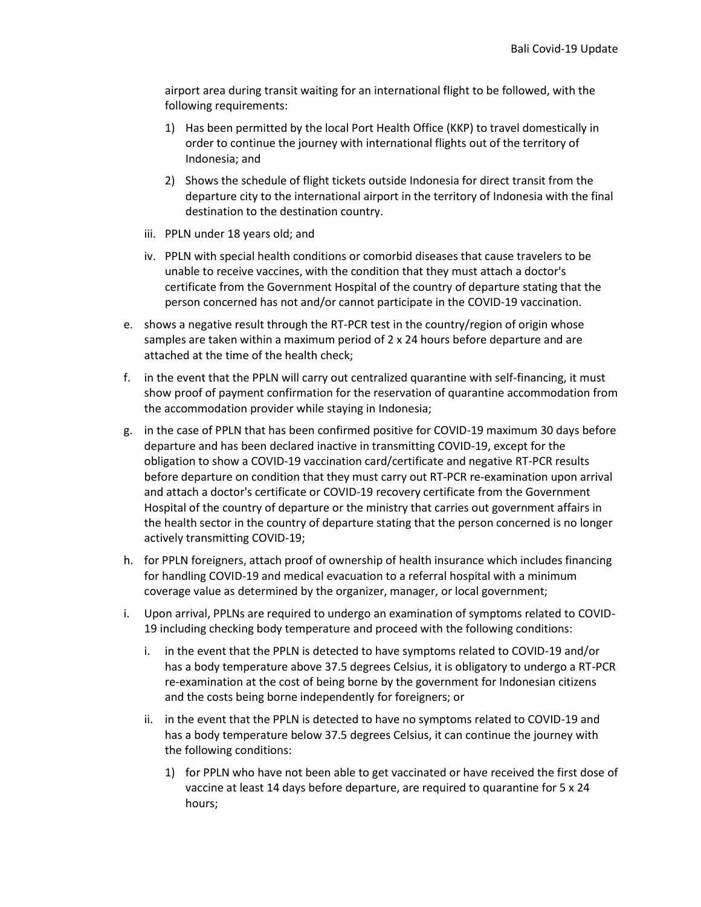airport area during transit waiting for an international flight to be followed, with the following requirements:

1) Has been permitted by the local Port Health Office (KKP) to travel domestically in order to continue the journey with international flights out of the territory of Indonesia; and
2) Shows the schedule of flight tickets outside Indonesia for direct transit from the departure city to the international airport in the territory of Indonesia with the final destination to the destination country.

iii. PPLN under 18 years old; and

iv. PPLN with special health conditions or comorbid diseases that cause travelers to be unable to receive vaccines, with the condition that they must attach a doctor's certificate from the Government Hospital of the country of departure stating that the person concerned has not and/or cannot participate in the COVID-19 vaccination.

e. shows a negative result through the RT-PCR test in the country/region of origin whose samples are taken within a maximum period of 2 x 24 hours before departure and are attached at the time of the health check;

f. in the event that the PPLN will carry out centralized quarantine with self-financing, it must show proof of payment confirmation for the reservation of quarantine accommodation from the accommodation provider while staying in Indonesia;

g. in the case of PPLN that has been confirmed positive for COVID-19 maximum 30 days before departure and has been declared inactive in transmitting COVID-19, except for the obligation to show a COVID-19 vaccination card/certificate and negative RT-PCR results before departure on condition that they must carry out RT-PCR re-examination upon arrival and attach a doctor's certificate or COVID-19 recovery certificate from the Government Hospital of the country of departure or the ministry that carries out government affairs in the health sector in the country of departure stating that the person concerned is no longer actively transmitting COVID-19;

h. for PPLN foreigners, attach proof of ownership of health insurance which includes financing for handling COVID-19 and medical evacuation to a referral hospital with a minimum coverage value as determined by the organizer, manager, or local government;

i. Upon arrival, PPLNs are required to undergo an examination of symptoms related to COVID-19 including checking body temperature and proceed with the following conditions:

   i. in the event that the PPLN is detected to have symptoms related to COVID-19 and/or has a body temperature above 37.5 degrees Celsius, it is obligatory to undergo a RT-PCR re-examination at the cost of being borne by the government for Indonesian citizens and the costs being borne independently for foreigners; or

   ii. in the event that the PPLN is detected to have no symptoms related to COVID-19 and has a body temperature below 37.5 degrees Celsius, it can continue the journey with the following conditions:

      1) for PPLN who have not been able to get vaccinated or have received the first dose of vaccine at least 14 days before departure, are required to quarantine for 5 x 24 hours;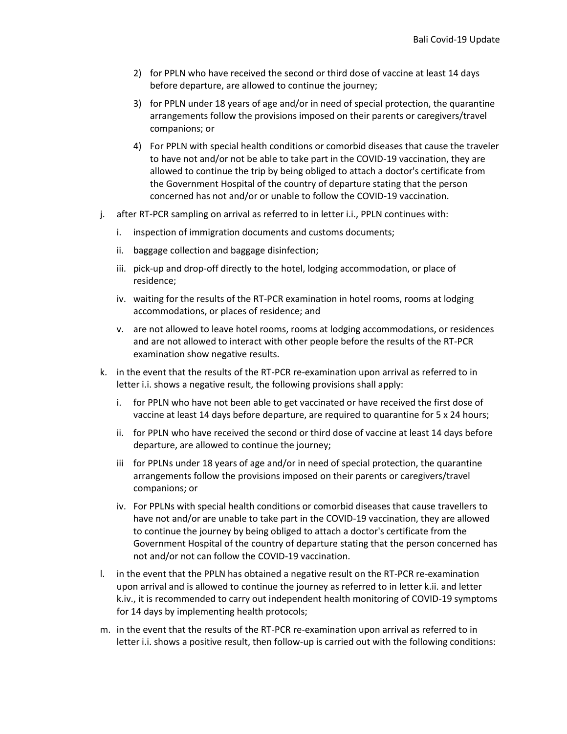2) for PPLN who have received the second or third dose of vaccine at least 14 days before departure, are allowed to continue the journey;

3) for PPLN under 18 years of age and/or in need of special protection, the quarantine arrangements follow the provisions imposed on their parents or caregivers/travel companions; or

4) For PPLN with special health conditions or comorbid diseases that cause the traveler to have not and/or not be able to take part in the COVID-19 vaccination, they are allowed to continue the trip by being obliged to attach a doctor's certificate from the Government Hospital of the country of departure stating that the person concerned has not and/or or unable to follow the COVID-19 vaccination.

j. after RT-PCR sampling on arrival as referred to in letter i.i., PPLN continues with:

   i. inspection of immigration documents and customs documents;

   ii. baggage collection and baggage disinfection;

   iii. pick-up and drop-off directly to the hotel, lodging accommodation, or place of residence;

   iv. waiting for the results of the RT-PCR examination in hotel rooms, rooms at lodging accommodations, or places of residence; and

   v. are not allowed to leave hotel rooms, rooms at lodging accommodations, or residences and are not allowed to interact with other people before the results of the RT-PCR examination show negative results.

k. in the event that the results of the RT-PCR re-examination upon arrival as referred to in letter i.i. shows a negative result, the following provisions shall apply:

   i. for PPLN who have not been able to get vaccinated or have received the first dose of vaccine at least 14 days before departure, are required to quarantine for 5 x 24 hours;

   ii. for PPLN who have received the second or third dose of vaccine at least 14 days before departure, are allowed to continue the journey;

   iii for PPLNs under 18 years of age and/or in need of special protection, the quarantine arrangements follow the provisions imposed on their parents or caregivers/travel companions; or

   iv. For PPLNs with special health conditions or comorbid diseases that cause travellers to have not and/or are unable to take part in the COVID-19 vaccination, they are allowed to continue the journey by being obliged to attach a doctor's certificate from the Government Hospital of the country of departure stating that the person concerned has not and/or not can follow the COVID-19 vaccination.

l. in the event that the PPLN has obtained a negative result on the RT-PCR re-examination upon arrival and is allowed to continue the journey as referred to in letter k.ii. and letter k.iv., it is recommended to carry out independent health monitoring of COVID-19 symptoms for 14 days by implementing health protocols;

m. in the event that the results of the RT-PCR re-examination upon arrival as referred to in letter i.i. shows a positive result, then follow-up is carried out with the following conditions: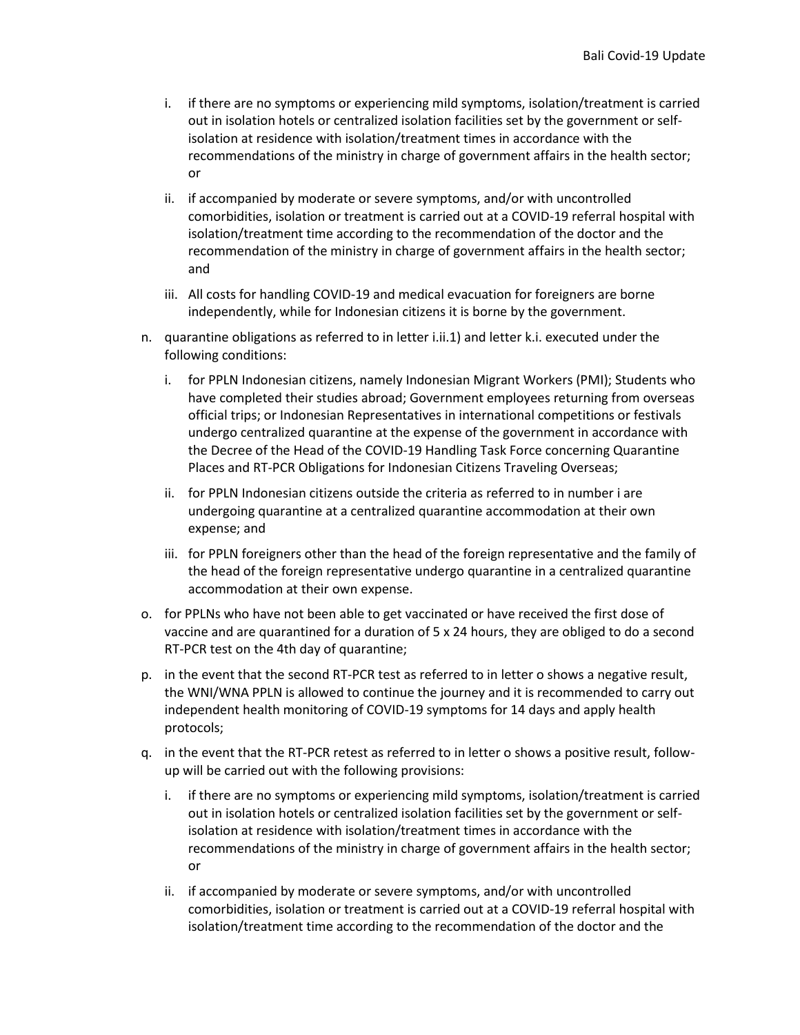i. if there are no symptoms or experiencing mild symptoms, isolation/treatment is carried out in isolation hotels or centralized isolation facilities set by the government or self-isolation at residence with isolation/treatment times in accordance with the recommendations of the ministry in charge of government affairs in the health sector; or

ii. if accompanied by moderate or severe symptoms, and/or with uncontrolled comorbidities, isolation or treatment is carried out at a COVID-19 referral hospital with isolation/treatment time according to the recommendation of the doctor and the recommendation of the ministry in charge of government affairs in the health sector; and

iii. All costs for handling COVID-19 and medical evacuation for foreigners are borne independently, while for Indonesian citizens it is borne by the government.

n. quarantine obligations as referred to in letter i.ii.1) and letter k.i. executed under the following conditions:

   i. for PPLN Indonesian citizens, namely Indonesian Migrant Workers (PMI); Students who have completed their studies abroad; Government employees returning from overseas official trips; or Indonesian Representatives in international competitions or festivals undergo centralized quarantine at the expense of the government in accordance with the Decree of the Head of the COVID-19 Handling Task Force concerning Quarantine Places and RT-PCR Obligations for Indonesian Citizens Traveling Overseas;

   ii. for PPLN Indonesian citizens outside the criteria as referred to in number i are undergoing quarantine at a centralized quarantine accommodation at their own expense; and

   iii. for PPLN foreigners other than the head of the foreign representative and the family of the head of the foreign representative undergo quarantine in a centralized quarantine accommodation at their own expense.

o. for PPLNs who have not been able to get vaccinated or have received the first dose of vaccine and are quarantined for a duration of 5 x 24 hours, they are obliged to do a second RT-PCR test on the 4th day of quarantine;

p. in the event that the second RT-PCR test as referred to in letter o shows a negative result, the WNI/WNA PPLN is allowed to continue the journey and it is recommended to carry out independent health monitoring of COVID-19 symptoms for 14 days and apply health protocols;

q. in the event that the RT-PCR retest as referred to in letter o shows a positive result, follow-up will be carried out with the following provisions:

   i. if there are no symptoms or experiencing mild symptoms, isolation/treatment is carried out in isolation hotels or centralized isolation facilities set by the government or self-isolation at residence with isolation/treatment times in accordance with the recommendations of the ministry in charge of government affairs in the health sector; or

   ii. if accompanied by moderate or severe symptoms, and/or with uncontrolled comorbidities, isolation or treatment is carried out at a COVID-19 referral hospital with isolation/treatment time according to the recommendation of the doctor and the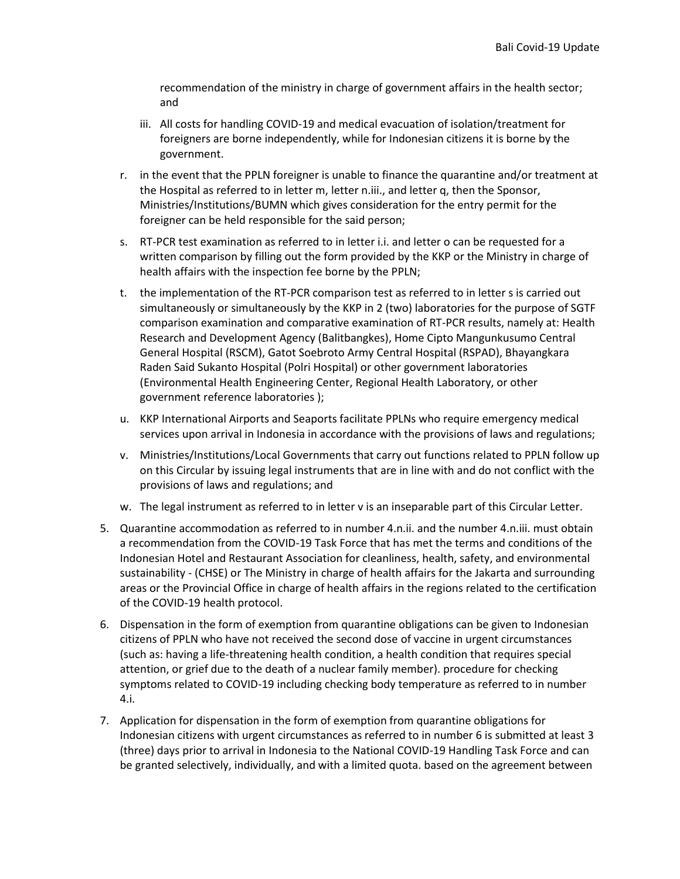recommendation of the ministry in charge of government affairs in the health sector; and

iii. All costs for handling COVID-19 and medical evacuation of isolation/treatment for foreigners are borne independently, while for Indonesian citizens it is borne by the government.

r. in the event that the PPLN foreigner is unable to finance the quarantine and/or treatment at the Hospital as referred to in letter m, letter n.iii., and letter q, then the Sponsor, Ministries/Institutions/BUMN which gives consideration for the entry permit for the foreigner can be held responsible for the said person;

s. RT-PCR test examination as referred to in letter i.i. and letter o can be requested for a written comparison by filling out the form provided by the KKP or the Ministry in charge of health affairs with the inspection fee borne by the PPLN;

t. the implementation of the RT-PCR comparison test as referred to in letter s is carried out simultaneously or simultaneously by the KKP in 2 (two) laboratories for the purpose of SGTF comparison examination and comparative examination of RT-PCR results, namely at: Health Research and Development Agency (Balitbangkes), Home Cipto Mangunkusumo Central General Hospital (RSCM), Gatot Soebroto Army Central Hospital (RSPAD), Bhayangkara Raden Said Sukanto Hospital (Polri Hospital) or other government laboratories (Environmental Health Engineering Center, Regional Health Laboratory, or other government reference laboratories );

u. KKP International Airports and Seaports facilitate PPLNs who require emergency medical services upon arrival in Indonesia in accordance with the provisions of laws and regulations;

v. Ministries/Institutions/Local Governments that carry out functions related to PPLN follow up on this Circular by issuing legal instruments that are in line with and do not conflict with the provisions of laws and regulations; and

w. The legal instrument as referred to in letter v is an inseparable part of this Circular Letter.

5. Quarantine accommodation as referred to in number 4.n.ii. and the number 4.n.iii. must obtain a recommendation from the COVID-19 Task Force that has met the terms and conditions of the Indonesian Hotel and Restaurant Association for cleanliness, health, safety, and environmental sustainability - (CHSE) or The Ministry in charge of health affairs for the Jakarta and surrounding areas or the Provincial Office in charge of health affairs in the regions related to the certification of the COVID-19 health protocol.

6. Dispensation in the form of exemption from quarantine obligations can be given to Indonesian citizens of PPLN who have not received the second dose of vaccine in urgent circumstances (such as: having a life-threatening health condition, a health condition that requires special attention, or grief due to the death of a nuclear family member). procedure for checking symptoms related to COVID-19 including checking body temperature as referred to in number 4.i.

7. Application for dispensation in the form of exemption from quarantine obligations for Indonesian citizens with urgent circumstances as referred to in number 6 is submitted at least 3 (three) days prior to arrival in Indonesia to the National COVID-19 Handling Task Force and can be granted selectively, individually, and with a limited quota. based on the agreement between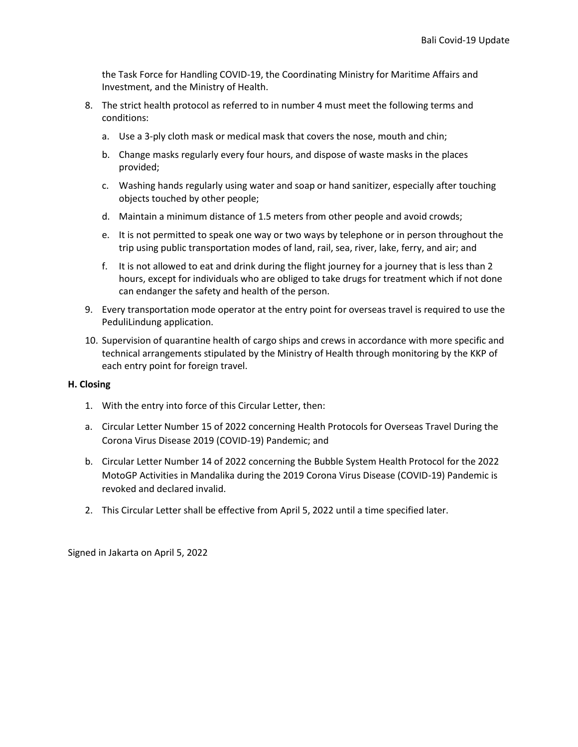the Task Force for Handling COVID-19, the Coordinating Ministry for Maritime Affairs and Investment, and the Ministry of Health.

8. The strict health protocol as referred to in number 4 must meet the following terms and conditions:

   a. Use a 3-ply cloth mask or medical mask that covers the nose, mouth and chin;

   b. Change masks regularly every four hours, and dispose of waste masks in the places provided;

   c. Washing hands regularly using water and soap or hand sanitizer, especially after touching objects touched by other people;

   d. Maintain a minimum distance of 1.5 meters from other people and avoid crowds;

   e. It is not permitted to speak one way or two ways by telephone or in person throughout the trip using public transportation modes of land, rail, sea, river, lake, ferry, and air; and

   f. It is not allowed to eat and drink during the flight journey for a journey that is less than 2 hours, except for individuals who are obliged to take drugs for treatment which if not done can endanger the safety and health of the person.

9. Every transportation mode operator at the entry point for overseas travel is required to use the PeduliLindung application.

10. Supervision of quarantine health of cargo ships and crews in accordance with more specific and technical arrangements stipulated by the Ministry of Health through monitoring by the KKP of each entry point for foreign travel.

**H. Closing**

1. With the entry into force of this Circular Letter, then:

a. Circular Letter Number 15 of 2022 concerning Health Protocols for Overseas Travel During the Corona Virus Disease 2019 (COVID-19) Pandemic; and

b. Circular Letter Number 14 of 2022 concerning the Bubble System Health Protocol for the 2022 MotoGP Activities in Mandalika during the 2019 Corona Virus Disease (COVID-19) Pandemic is revoked and declared invalid.

2. This Circular Letter shall be effective from April 5, 2022 until a time specified later.

Signed in Jakarta on April 5, 2022